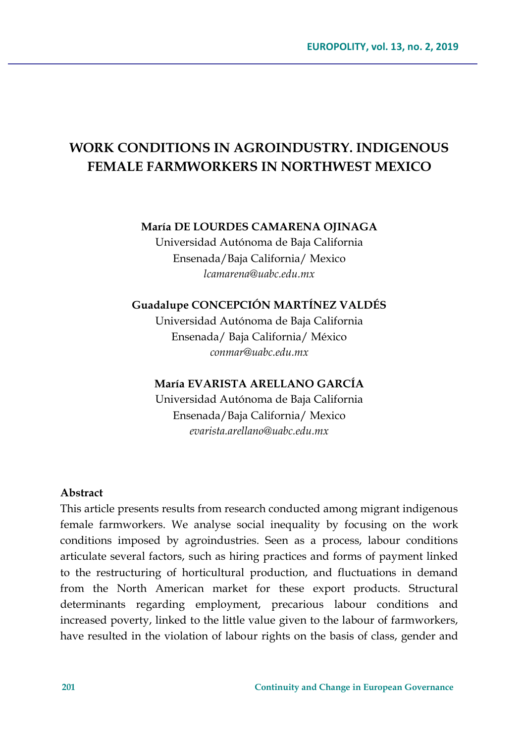# WORK CONDITIONS IN AGROINDUSTRY. INDIGENOUS FEMALE FARMWORKERS IN NORTHWEST MEXICO

**María DE LOURDES CAMARENA OJINAGA**
Universidad Autónoma de Baja California
Ensenada/Baja California/ Mexico
*lcamarena@uabc.edu.mx*

**Guadalupe CONCEPCIÓN MARTÍNEZ VALDÉS**
Universidad Autónoma de Baja California
Ensenada/ Baja California/ México
*conmar@uabc.edu.mx*

**María EVARISTA ARELLANO GARCÍA**
Universidad Autónoma de Baja California
Ensenada/Baja California/ Mexico
*evarista.arellano@uabc.edu.mx*

**Abstract**

This article presents results from research conducted among migrant indigenous female farmworkers. We analyse social inequality by focusing on the work conditions imposed by agroindustries. Seen as a process, labour conditions articulate several factors, such as hiring practices and forms of payment linked to the restructuring of horticultural production, and fluctuations in demand from the North American market for these export products. Structural determinants regarding employment, precarious labour conditions and increased poverty, linked to the little value given to the labour of farmworkers, have resulted in the violation of labour rights on the basis of class, gender and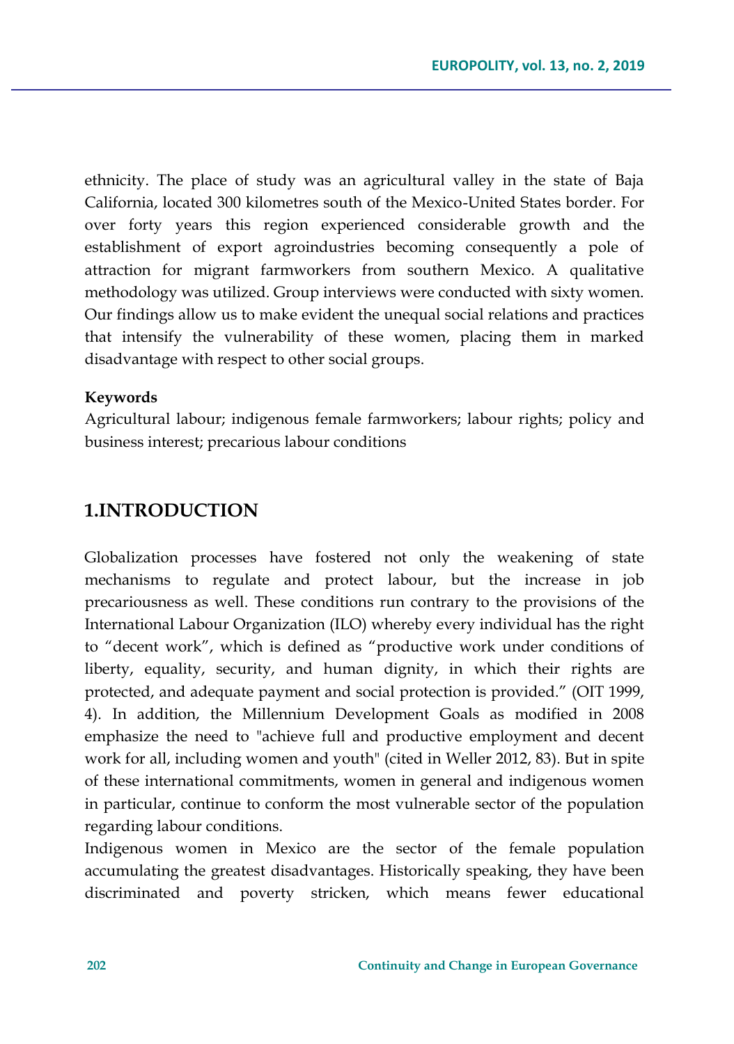ethnicity. The place of study was an agricultural valley in the state of Baja California, located 300 kilometres south of the Mexico-United States border. For over forty years this region experienced considerable growth and the establishment of export agroindustries becoming consequently a pole of attraction for migrant farmworkers from southern Mexico. A qualitative methodology was utilized. Group interviews were conducted with sixty women. Our findings allow us to make evident the unequal social relations and practices that intensify the vulnerability of these women, placing them in marked disadvantage with respect to other social groups.

**Keywords**

Agricultural labour; indigenous female farmworkers; labour rights; policy and business interest; precarious labour conditions

## 1.INTRODUCTION

Globalization processes have fostered not only the weakening of state mechanisms to regulate and protect labour, but the increase in job precariousness as well. These conditions run contrary to the provisions of the International Labour Organization (ILO) whereby every individual has the right to "decent work", which is defined as "productive work under conditions of liberty, equality, security, and human dignity, in which their rights are protected, and adequate payment and social protection is provided." (OIT 1999, 4). In addition, the Millennium Development Goals as modified in 2008 emphasize the need to "achieve full and productive employment and decent work for all, including women and youth" (cited in Weller 2012, 83). But in spite of these international commitments, women in general and indigenous women in particular, continue to conform the most vulnerable sector of the population regarding labour conditions.

Indigenous women in Mexico are the sector of the female population accumulating the greatest disadvantages. Historically speaking, they have been discriminated and poverty stricken, which means fewer educational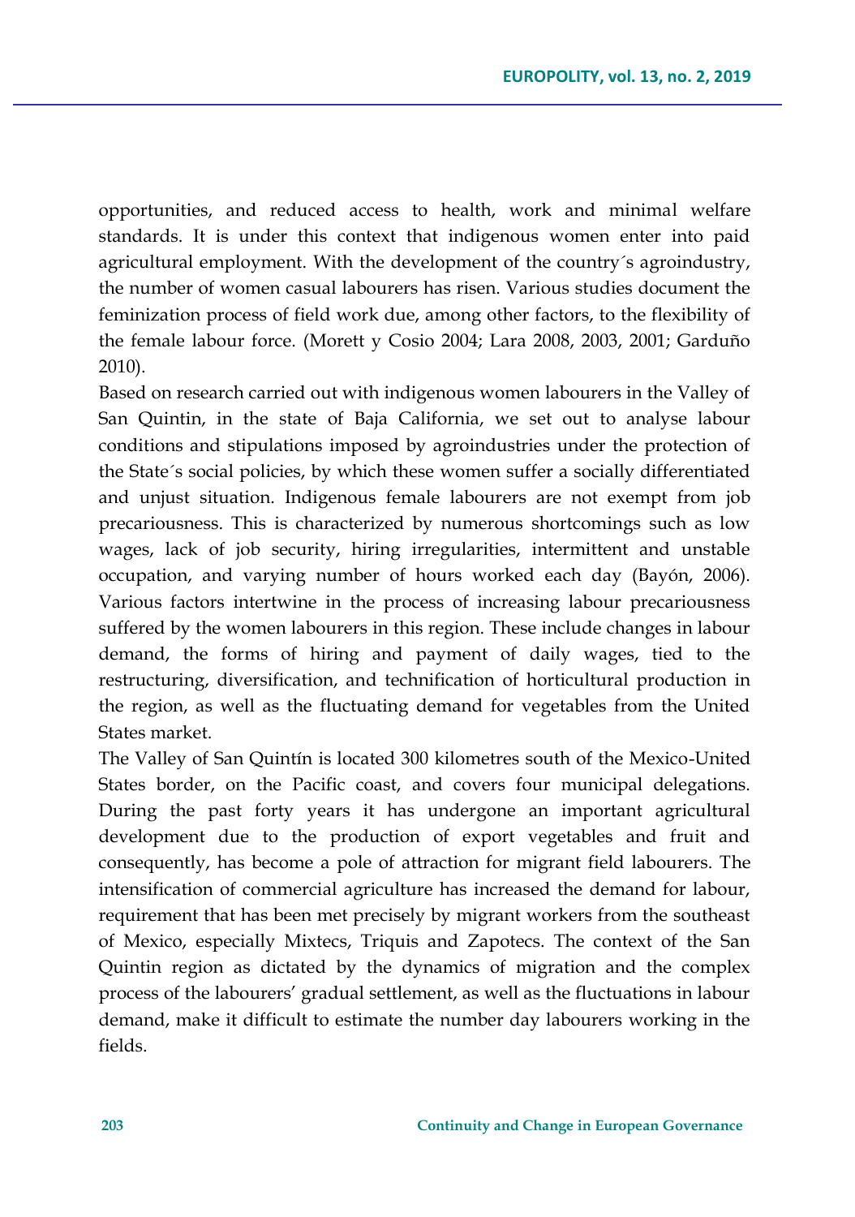opportunities, and reduced access to health, work and minimal welfare standards. It is under this context that indigenous women enter into paid agricultural employment. With the development of the country´s agroindustry, the number of women casual labourers has risen. Various studies document the feminization process of field work due, among other factors, to the flexibility of the female labour force. (Morett y Cosio 2004; Lara 2008, 2003, 2001; Garduño 2010).

Based on research carried out with indigenous women labourers in the Valley of San Quintin, in the state of Baja California, we set out to analyse labour conditions and stipulations imposed by agroindustries under the protection of the State´s social policies, by which these women suffer a socially differentiated and unjust situation. Indigenous female labourers are not exempt from job precariousness. This is characterized by numerous shortcomings such as low wages, lack of job security, hiring irregularities, intermittent and unstable occupation, and varying number of hours worked each day (Bayón, 2006). Various factors intertwine in the process of increasing labour precariousness suffered by the women labourers in this region. These include changes in labour demand, the forms of hiring and payment of daily wages, tied to the restructuring, diversification, and technification of horticultural production in the region, as well as the fluctuating demand for vegetables from the United States market.

The Valley of San Quintín is located 300 kilometres south of the Mexico-United States border, on the Pacific coast, and covers four municipal delegations. During the past forty years it has undergone an important agricultural development due to the production of export vegetables and fruit and consequently, has become a pole of attraction for migrant field labourers. The intensification of commercial agriculture has increased the demand for labour, requirement that has been met precisely by migrant workers from the southeast of Mexico, especially Mixtecs, Triquis and Zapotecs. The context of the San Quintin region as dictated by the dynamics of migration and the complex process of the labourers' gradual settlement, as well as the fluctuations in labour demand, make it difficult to estimate the number day labourers working in the fields.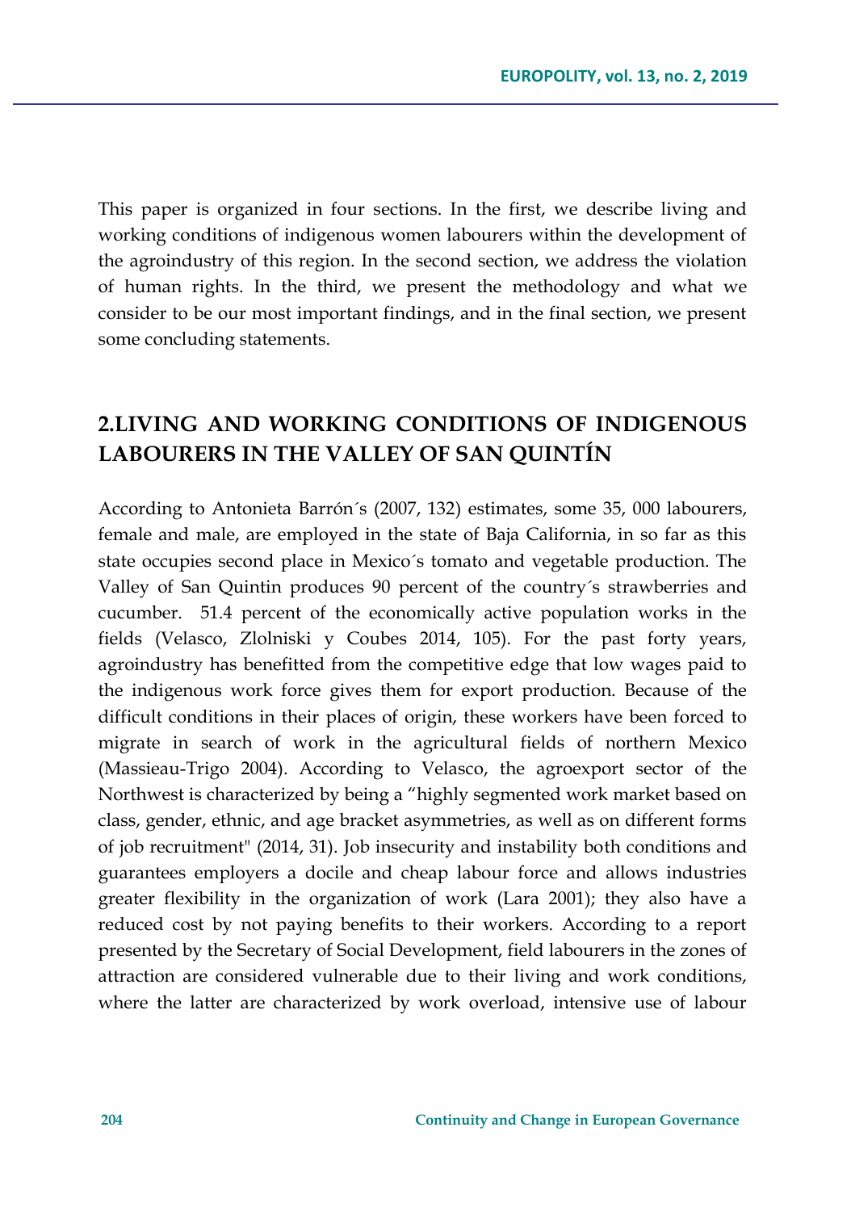This paper is organized in four sections. In the first, we describe living and working conditions of indigenous women labourers within the development of the agroindustry of this region. In the second section, we address the violation of human rights. In the third, we present the methodology and what we consider to be our most important findings, and in the final section, we present some concluding statements.

## 2.LIVING AND WORKING CONDITIONS OF INDIGENOUS LABOURERS IN THE VALLEY OF SAN QUINTÍN

According to Antonieta Barrón´s (2007, 132) estimates, some 35, 000 labourers, female and male, are employed in the state of Baja California, in so far as this state occupies second place in Mexico´s tomato and vegetable production. The Valley of San Quintin produces 90 percent of the country´s strawberries and cucumber. 51.4 percent of the economically active population works in the fields (Velasco, Zlolniski y Coubes 2014, 105). For the past forty years, agroindustry has benefitted from the competitive edge that low wages paid to the indigenous work force gives them for export production. Because of the difficult conditions in their places of origin, these workers have been forced to migrate in search of work in the agricultural fields of northern Mexico (Massieau-Trigo 2004). According to Velasco, the agroexport sector of the Northwest is characterized by being a "highly segmented work market based on class, gender, ethnic, and age bracket asymmetries, as well as on different forms of job recruitment" (2014, 31). Job insecurity and instability both conditions and guarantees employers a docile and cheap labour force and allows industries greater flexibility in the organization of work (Lara 2001); they also have a reduced cost by not paying benefits to their workers. According to a report presented by the Secretary of Social Development, field labourers in the zones of attraction are considered vulnerable due to their living and work conditions, where the latter are characterized by work overload, intensive use of labour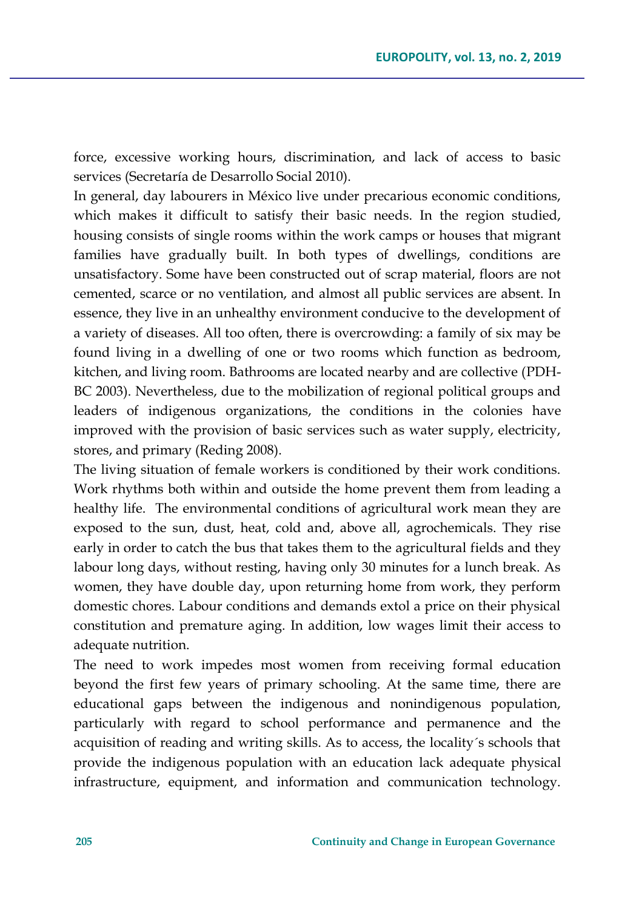force, excessive working hours, discrimination, and lack of access to basic services (Secretaría de Desarrollo Social 2010).

In general, day labourers in México live under precarious economic conditions, which makes it difficult to satisfy their basic needs. In the region studied, housing consists of single rooms within the work camps or houses that migrant families have gradually built. In both types of dwellings, conditions are unsatisfactory. Some have been constructed out of scrap material, floors are not cemented, scarce or no ventilation, and almost all public services are absent. In essence, they live in an unhealthy environment conducive to the development of a variety of diseases. All too often, there is overcrowding: a family of six may be found living in a dwelling of one or two rooms which function as bedroom, kitchen, and living room. Bathrooms are located nearby and are collective (PDH-BC 2003). Nevertheless, due to the mobilization of regional political groups and leaders of indigenous organizations, the conditions in the colonies have improved with the provision of basic services such as water supply, electricity, stores, and primary (Reding 2008).

The living situation of female workers is conditioned by their work conditions. Work rhythms both within and outside the home prevent them from leading a healthy life. The environmental conditions of agricultural work mean they are exposed to the sun, dust, heat, cold and, above all, agrochemicals. They rise early in order to catch the bus that takes them to the agricultural fields and they labour long days, without resting, having only 30 minutes for a lunch break. As women, they have double day, upon returning home from work, they perform domestic chores. Labour conditions and demands extol a price on their physical constitution and premature aging. In addition, low wages limit their access to adequate nutrition.

The need to work impedes most women from receiving formal education beyond the first few years of primary schooling. At the same time, there are educational gaps between the indigenous and nonindigenous population, particularly with regard to school performance and permanence and the acquisition of reading and writing skills. As to access, the locality´s schools that provide the indigenous population with an education lack adequate physical infrastructure, equipment, and information and communication technology.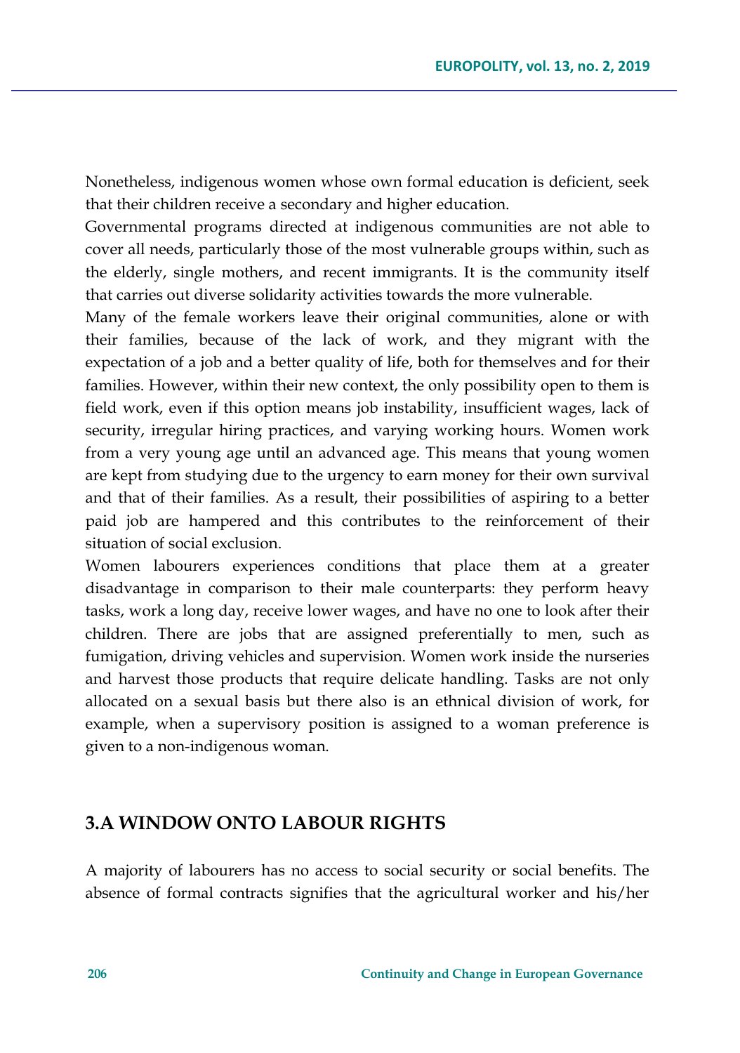Nonetheless, indigenous women whose own formal education is deficient, seek that their children receive a secondary and higher education.

Governmental programs directed at indigenous communities are not able to cover all needs, particularly those of the most vulnerable groups within, such as the elderly, single mothers, and recent immigrants. It is the community itself that carries out diverse solidarity activities towards the more vulnerable.

Many of the female workers leave their original communities, alone or with their families, because of the lack of work, and they migrant with the expectation of a job and a better quality of life, both for themselves and for their families. However, within their new context, the only possibility open to them is field work, even if this option means job instability, insufficient wages, lack of security, irregular hiring practices, and varying working hours. Women work from a very young age until an advanced age. This means that young women are kept from studying due to the urgency to earn money for their own survival and that of their families. As a result, their possibilities of aspiring to a better paid job are hampered and this contributes to the reinforcement of their situation of social exclusion.

Women labourers experiences conditions that place them at a greater disadvantage in comparison to their male counterparts: they perform heavy tasks, work a long day, receive lower wages, and have no one to look after their children. There are jobs that are assigned preferentially to men, such as fumigation, driving vehicles and supervision. Women work inside the nurseries and harvest those products that require delicate handling. Tasks are not only allocated on a sexual basis but there also is an ethnical division of work, for example, when a supervisory position is assigned to a woman preference is given to a non-indigenous woman.

## 3.A WINDOW ONTO LABOUR RIGHTS

A majority of labourers has no access to social security or social benefits. The absence of formal contracts signifies that the agricultural worker and his/her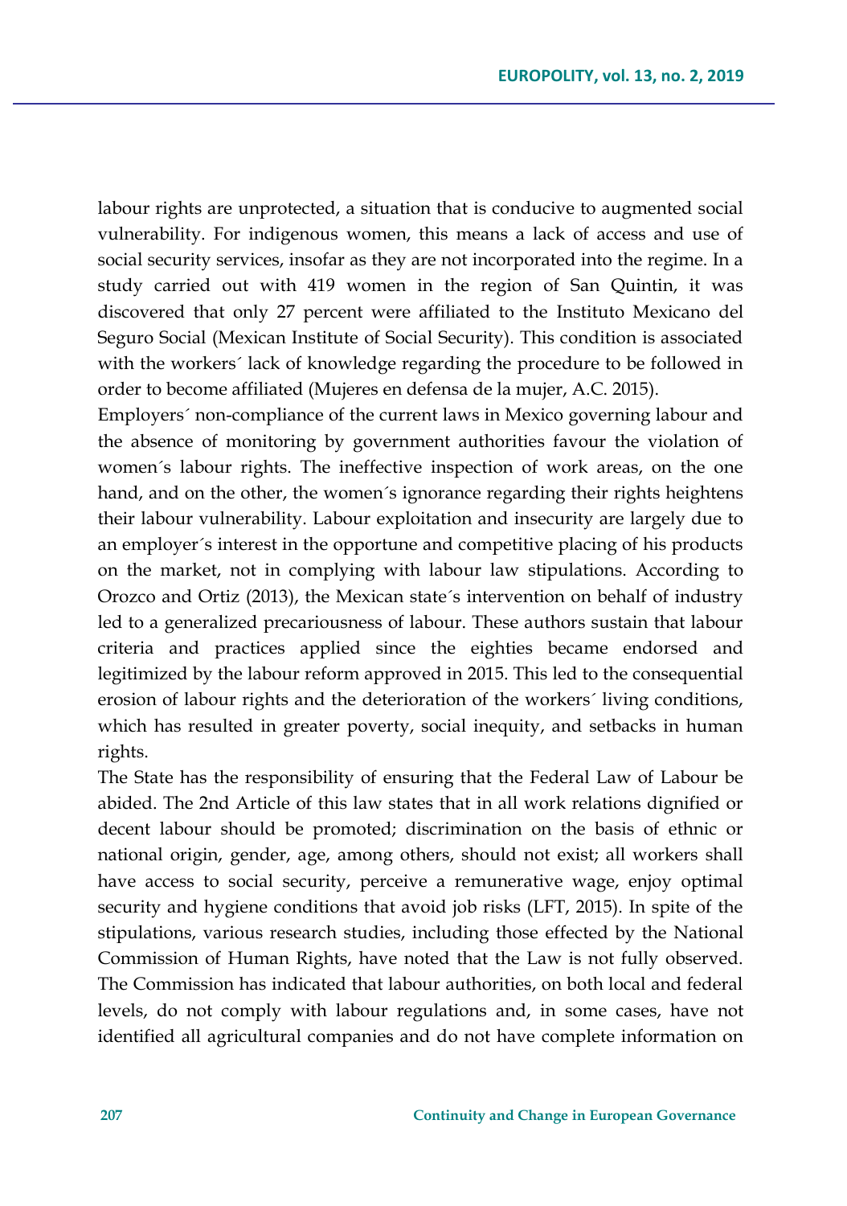labour rights are unprotected, a situation that is conducive to augmented social vulnerability. For indigenous women, this means a lack of access and use of social security services, insofar as they are not incorporated into the regime. In a study carried out with 419 women in the region of San Quintin, it was discovered that only 27 percent were affiliated to the Instituto Mexicano del Seguro Social (Mexican Institute of Social Security). This condition is associated with the workers´ lack of knowledge regarding the procedure to be followed in order to become affiliated (Mujeres en defensa de la mujer, A.C. 2015).

Employers´ non-compliance of the current laws in Mexico governing labour and the absence of monitoring by government authorities favour the violation of women´s labour rights. The ineffective inspection of work areas, on the one hand, and on the other, the women´s ignorance regarding their rights heightens their labour vulnerability. Labour exploitation and insecurity are largely due to an employer´s interest in the opportune and competitive placing of his products on the market, not in complying with labour law stipulations. According to Orozco and Ortiz (2013), the Mexican state´s intervention on behalf of industry led to a generalized precariousness of labour. These authors sustain that labour criteria and practices applied since the eighties became endorsed and legitimized by the labour reform approved in 2015. This led to the consequential erosion of labour rights and the deterioration of the workers´ living conditions, which has resulted in greater poverty, social inequity, and setbacks in human rights.

The State has the responsibility of ensuring that the Federal Law of Labour be abided. The 2nd Article of this law states that in all work relations dignified or decent labour should be promoted; discrimination on the basis of ethnic or national origin, gender, age, among others, should not exist; all workers shall have access to social security, perceive a remunerative wage, enjoy optimal security and hygiene conditions that avoid job risks (LFT, 2015). In spite of the stipulations, various research studies, including those effected by the National Commission of Human Rights, have noted that the Law is not fully observed. The Commission has indicated that labour authorities, on both local and federal levels, do not comply with labour regulations and, in some cases, have not identified all agricultural companies and do not have complete information on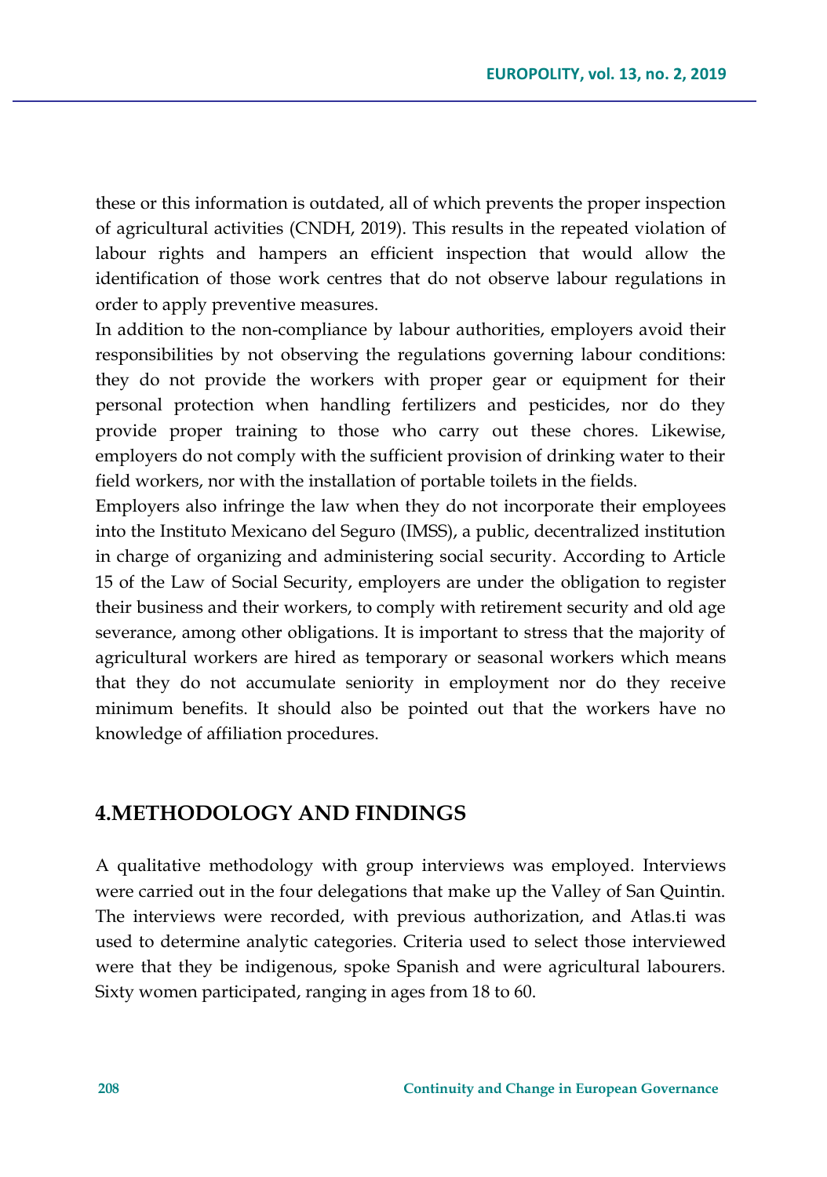these or this information is outdated, all of which prevents the proper inspection of agricultural activities (CNDH, 2019). This results in the repeated violation of labour rights and hampers an efficient inspection that would allow the identification of those work centres that do not observe labour regulations in order to apply preventive measures.

In addition to the non-compliance by labour authorities, employers avoid their responsibilities by not observing the regulations governing labour conditions: they do not provide the workers with proper gear or equipment for their personal protection when handling fertilizers and pesticides, nor do they provide proper training to those who carry out these chores. Likewise, employers do not comply with the sufficient provision of drinking water to their field workers, nor with the installation of portable toilets in the fields.

Employers also infringe the law when they do not incorporate their employees into the Instituto Mexicano del Seguro (IMSS), a public, decentralized institution in charge of organizing and administering social security. According to Article 15 of the Law of Social Security, employers are under the obligation to register their business and their workers, to comply with retirement security and old age severance, among other obligations. It is important to stress that the majority of agricultural workers are hired as temporary or seasonal workers which means that they do not accumulate seniority in employment nor do they receive minimum benefits. It should also be pointed out that the workers have no knowledge of affiliation procedures.

## 4.METHODOLOGY AND FINDINGS

A qualitative methodology with group interviews was employed. Interviews were carried out in the four delegations that make up the Valley of San Quintin. The interviews were recorded, with previous authorization, and Atlas.ti was used to determine analytic categories. Criteria used to select those interviewed were that they be indigenous, spoke Spanish and were agricultural labourers. Sixty women participated, ranging in ages from 18 to 60.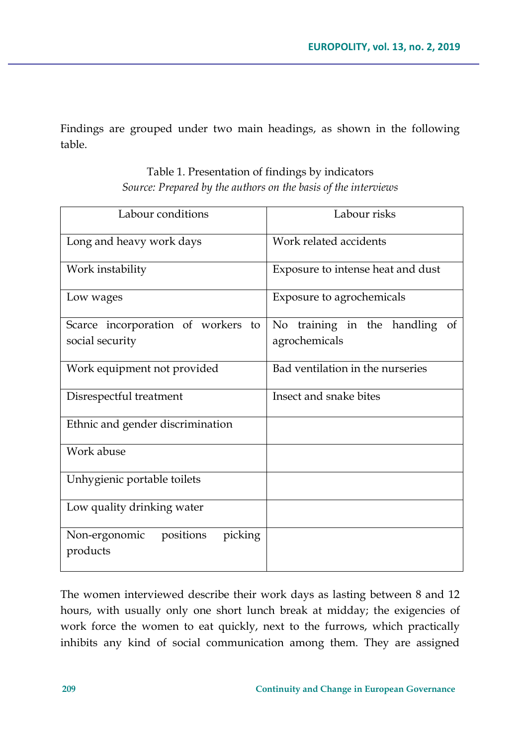Findings are grouped under two main headings, as shown in the following table.

Table 1. Presentation of findings by indicators

*Source: Prepared by the authors on the basis of the interviews*

| Labour conditions | Labour risks |
|---|---|
| Long and heavy work days | Work related accidents |
| Work instability | Exposure to intense heat and dust |
| Low wages | Exposure to agrochemicals |
| Scarce incorporation of workers to social security | No training in the handling of agrochemicals |
| Work equipment not provided | Bad ventilation in the nurseries |
| Disrespectful treatment | Insect and snake bites |
| Ethnic and gender discrimination | |
| Work abuse | |
| Unhygienic portable toilets | |
| Low quality drinking water | |
| Non-ergonomic positions picking products | |

The women interviewed describe their work days as lasting between 8 and 12 hours, with usually only one short lunch break at midday; the exigencies of work force the women to eat quickly, next to the furrows, which practically inhibits any kind of social communication among them. They are assigned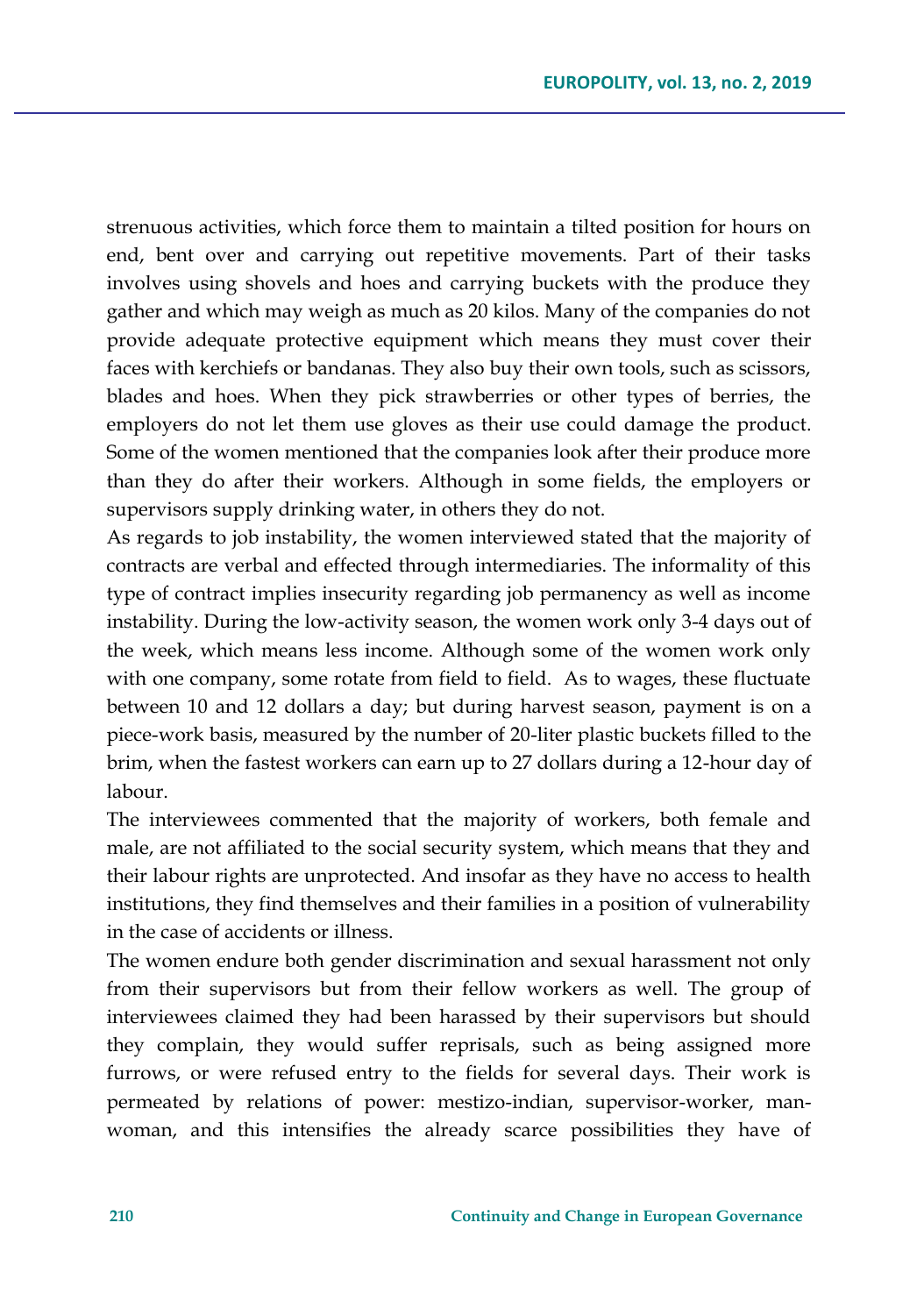strenuous activities, which force them to maintain a tilted position for hours on end, bent over and carrying out repetitive movements. Part of their tasks involves using shovels and hoes and carrying buckets with the produce they gather and which may weigh as much as 20 kilos. Many of the companies do not provide adequate protective equipment which means they must cover their faces with kerchiefs or bandanas. They also buy their own tools, such as scissors, blades and hoes. When they pick strawberries or other types of berries, the employers do not let them use gloves as their use could damage the product. Some of the women mentioned that the companies look after their produce more than they do after their workers. Although in some fields, the employers or supervisors supply drinking water, in others they do not.

As regards to job instability, the women interviewed stated that the majority of contracts are verbal and effected through intermediaries. The informality of this type of contract implies insecurity regarding job permanency as well as income instability. During the low-activity season, the women work only 3-4 days out of the week, which means less income. Although some of the women work only with one company, some rotate from field to field. As to wages, these fluctuate between 10 and 12 dollars a day; but during harvest season, payment is on a piece-work basis, measured by the number of 20-liter plastic buckets filled to the brim, when the fastest workers can earn up to 27 dollars during a 12-hour day of labour.

The interviewees commented that the majority of workers, both female and male, are not affiliated to the social security system, which means that they and their labour rights are unprotected. And insofar as they have no access to health institutions, they find themselves and their families in a position of vulnerability in the case of accidents or illness.

The women endure both gender discrimination and sexual harassment not only from their supervisors but from their fellow workers as well. The group of interviewees claimed they had been harassed by their supervisors but should they complain, they would suffer reprisals, such as being assigned more furrows, or were refused entry to the fields for several days. Their work is permeated by relations of power: mestizo-indian, supervisor-worker, man-woman, and this intensifies the already scarce possibilities they have of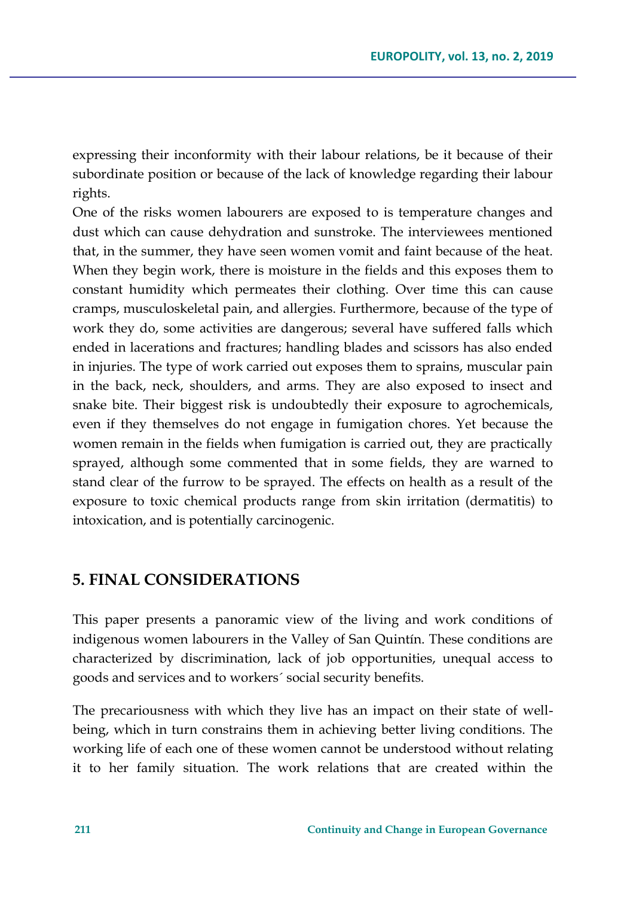expressing their inconformity with their labour relations, be it because of their subordinate position or because of the lack of knowledge regarding their labour rights.

One of the risks women labourers are exposed to is temperature changes and dust which can cause dehydration and sunstroke. The interviewees mentioned that, in the summer, they have seen women vomit and faint because of the heat. When they begin work, there is moisture in the fields and this exposes them to constant humidity which permeates their clothing. Over time this can cause cramps, musculoskeletal pain, and allergies. Furthermore, because of the type of work they do, some activities are dangerous; several have suffered falls which ended in lacerations and fractures; handling blades and scissors has also ended in injuries. The type of work carried out exposes them to sprains, muscular pain in the back, neck, shoulders, and arms. They are also exposed to insect and snake bite. Their biggest risk is undoubtedly their exposure to agrochemicals, even if they themselves do not engage in fumigation chores. Yet because the women remain in the fields when fumigation is carried out, they are practically sprayed, although some commented that in some fields, they are warned to stand clear of the furrow to be sprayed. The effects on health as a result of the exposure to toxic chemical products range from skin irritation (dermatitis) to intoxication, and is potentially carcinogenic.

## 5. FINAL CONSIDERATIONS

This paper presents a panoramic view of the living and work conditions of indigenous women labourers in the Valley of San Quintín. These conditions are characterized by discrimination, lack of job opportunities, unequal access to goods and services and to workers´ social security benefits.

The precariousness with which they live has an impact on their state of well-being, which in turn constrains them in achieving better living conditions. The working life of each one of these women cannot be understood without relating it to her family situation. The work relations that are created within the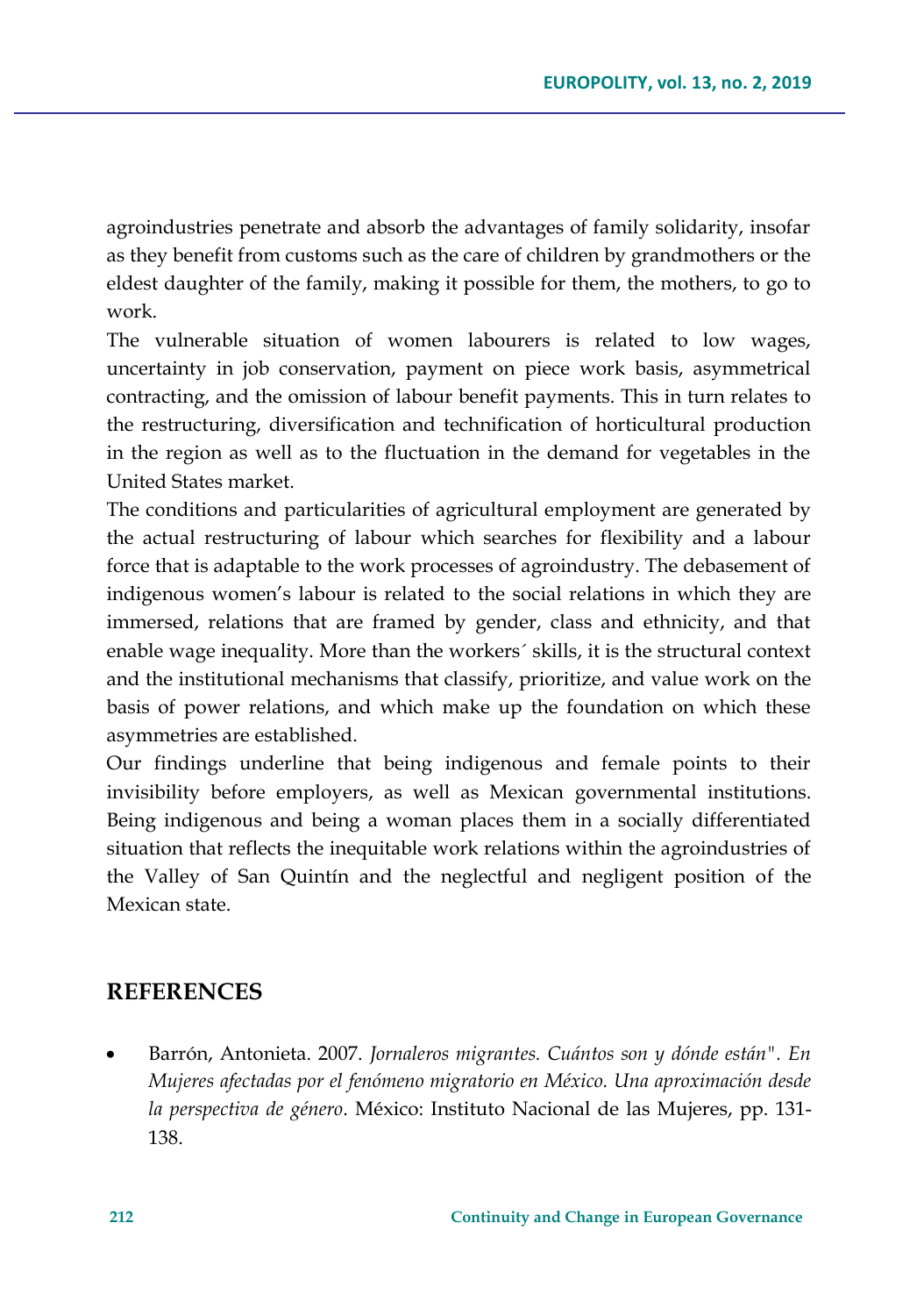agroindustries penetrate and absorb the advantages of family solidarity, insofar as they benefit from customs such as the care of children by grandmothers or the eldest daughter of the family, making it possible for them, the mothers, to go to work.

The vulnerable situation of women labourers is related to low wages, uncertainty in job conservation, payment on piece work basis, asymmetrical contracting, and the omission of labour benefit payments. This in turn relates to the restructuring, diversification and technification of horticultural production in the region as well as to the fluctuation in the demand for vegetables in the United States market.

The conditions and particularities of agricultural employment are generated by the actual restructuring of labour which searches for flexibility and a labour force that is adaptable to the work processes of agroindustry. The debasement of indigenous women's labour is related to the social relations in which they are immersed, relations that are framed by gender, class and ethnicity, and that enable wage inequality. More than the workers´ skills, it is the structural context and the institutional mechanisms that classify, prioritize, and value work on the basis of power relations, and which make up the foundation on which these asymmetries are established.

Our findings underline that being indigenous and female points to their invisibility before employers, as well as Mexican governmental institutions. Being indigenous and being a woman places them in a socially differentiated situation that reflects the inequitable work relations within the agroindustries of the Valley of San Quintín and the neglectful and negligent position of the Mexican state.

## REFERENCES

- Barrón, Antonieta. 2007. *Jornaleros migrantes. Cuántos son y dónde están". En Mujeres afectadas por el fenómeno migratorio en México. Una aproximación desde la perspectiva de género*. México: Instituto Nacional de las Mujeres, pp. 131-138.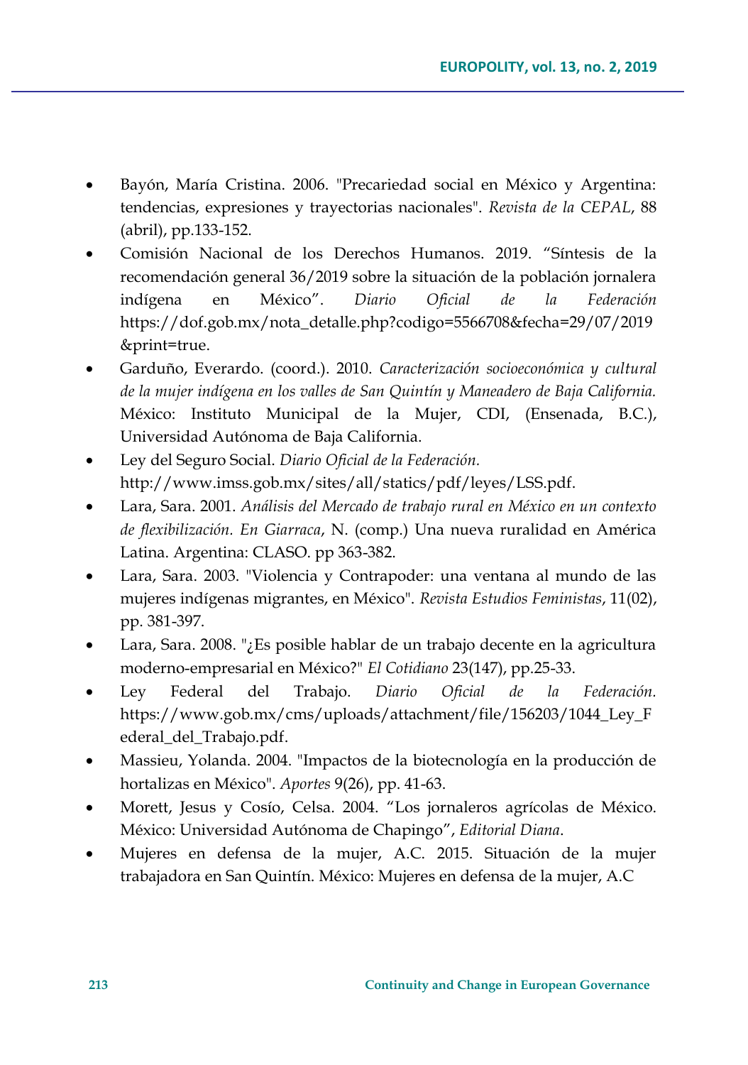- Bayón, María Cristina. 2006. "Precariedad social en México y Argentina: tendencias, expresiones y trayectorias nacionales". *Revista de la CEPAL*, 88 (abril), pp.133-152.
- Comisión Nacional de los Derechos Humanos. 2019. "Síntesis de la recomendación general 36/2019 sobre la situación de la población jornalera indígena en México". *Diario Oficial de la Federación* https://dof.gob.mx/nota_detalle.php?codigo=5566708&fecha=29/07/2019&print=true.
- Garduño, Everardo. (coord.). 2010. *Caracterización socioeconómica y cultural de la mujer indígena en los valles de San Quintín y Maneadero de Baja California.* México: Instituto Municipal de la Mujer, CDI, (Ensenada, B.C.), Universidad Autónoma de Baja California.
- Ley del Seguro Social. *Diario Oficial de la Federación.* http://www.imss.gob.mx/sites/all/statics/pdf/leyes/LSS.pdf.
- Lara, Sara. 2001. *Análisis del Mercado de trabajo rural en México en un contexto de flexibilización. En Giarraca*, N. (comp.) Una nueva ruralidad en América Latina. Argentina: CLASO. pp 363-382.
- Lara, Sara. 2003. "Violencia y Contrapoder: una ventana al mundo de las mujeres indígenas migrantes, en México". *Revista Estudios Feministas*, 11(02), pp. 381-397.
- Lara, Sara. 2008. "¿Es posible hablar de un trabajo decente en la agricultura moderno-empresarial en México?" *El Cotidiano* 23(147), pp.25-33.
- Ley Federal del Trabajo. *Diario Oficial de la Federación.* https://www.gob.mx/cms/uploads/attachment/file/156203/1044_Ley_Federal_del_Trabajo.pdf.
- Massieu, Yolanda. 2004. "Impactos de la biotecnología en la producción de hortalizas en México". *Aportes* 9(26), pp. 41-63.
- Morett, Jesus y Cosío, Celsa. 2004. "Los jornaleros agrícolas de México. México: Universidad Autónoma de Chapingo", *Editorial Diana*.
- Mujeres en defensa de la mujer, A.C. 2015. Situación de la mujer trabajadora en San Quintín. México: Mujeres en defensa de la mujer, A.C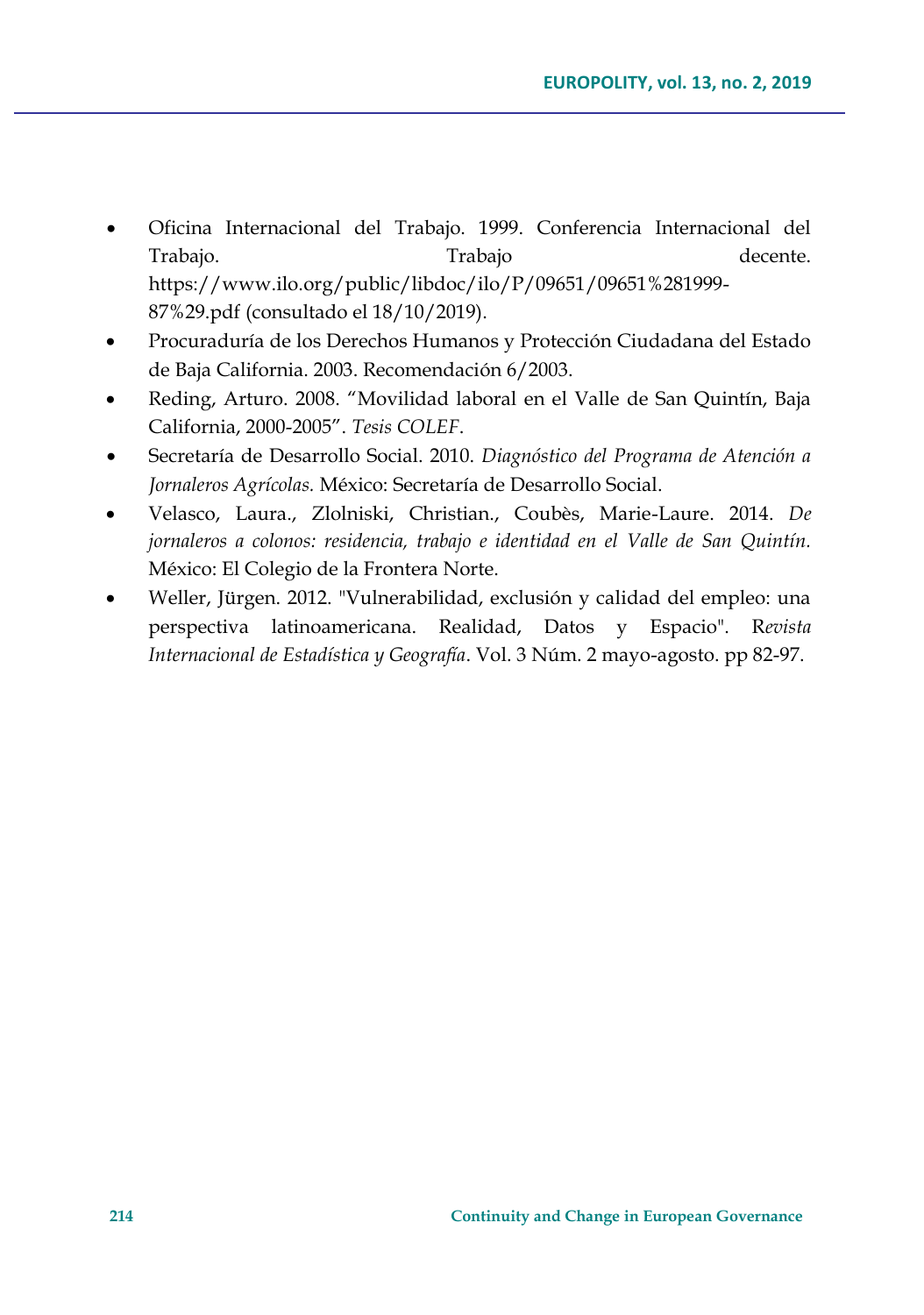- Oficina Internacional del Trabajo. 1999. Conferencia Internacional del Trabajo. Trabajo decente. https://www.ilo.org/public/libdoc/ilo/P/09651/09651%281999-87%29.pdf (consultado el 18/10/2019).
- Procuraduría de los Derechos Humanos y Protección Ciudadana del Estado de Baja California. 2003. Recomendación 6/2003.
- Reding, Arturo. 2008. "Movilidad laboral en el Valle de San Quintín, Baja California, 2000-2005". *Tesis COLEF*.
- Secretaría de Desarrollo Social. 2010. *Diagnóstico del Programa de Atención a Jornaleros Agrícolas.* México: Secretaría de Desarrollo Social.
- Velasco, Laura., Zlolniski, Christian., Coubès, Marie-Laure. 2014. *De jornaleros a colonos: residencia, trabajo e identidad en el Valle de San Quintín*. México: El Colegio de la Frontera Norte.
- Weller, Jürgen. 2012. "Vulnerabilidad, exclusión y calidad del empleo: una perspectiva latinoamericana. Realidad, Datos y Espacio". R*evista Internacional de Estadística y Geografía*. Vol. 3 Núm. 2 mayo-agosto. pp 82-97.